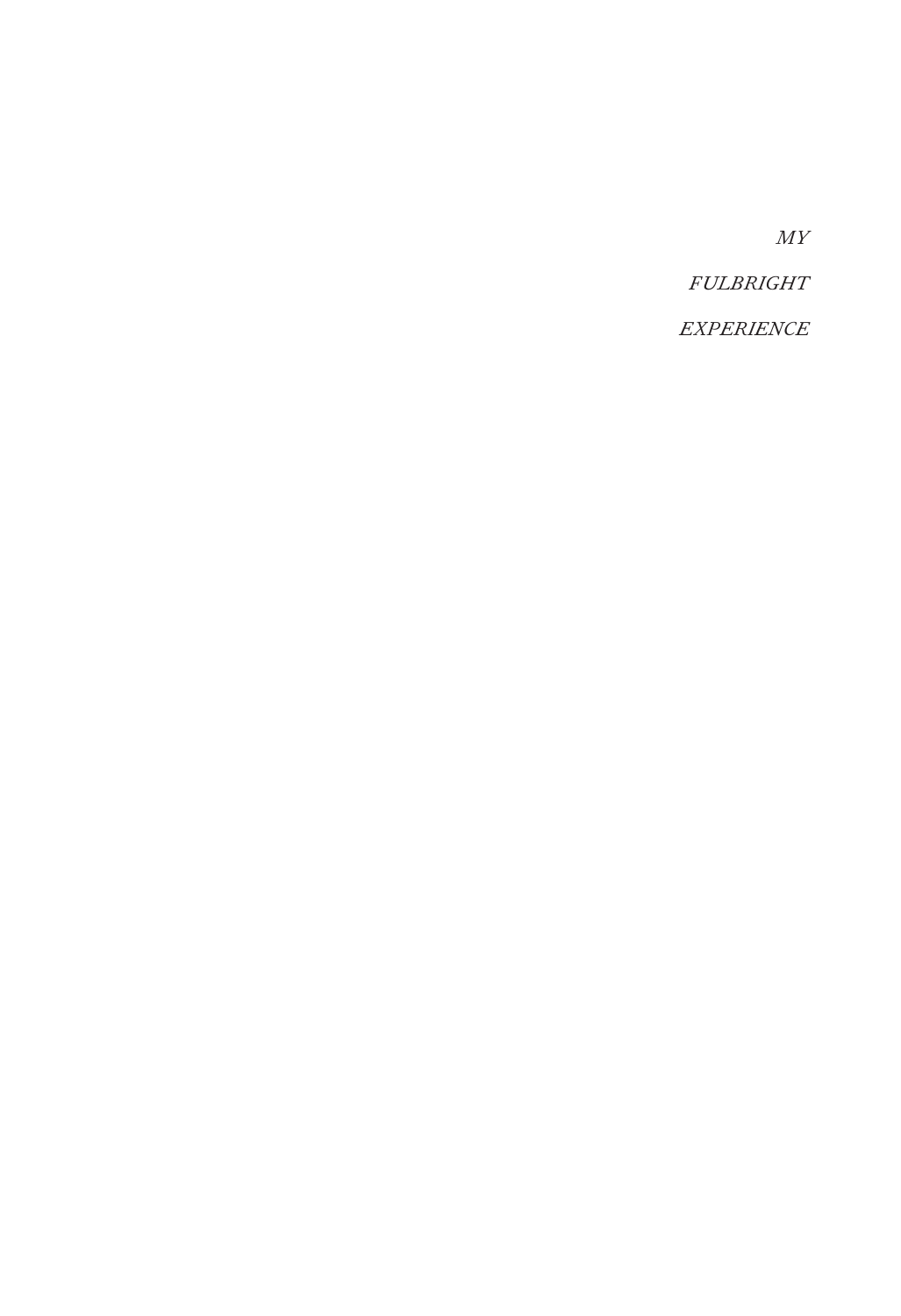*MY*

*FULBRIGHT*

*EXPERIENCE*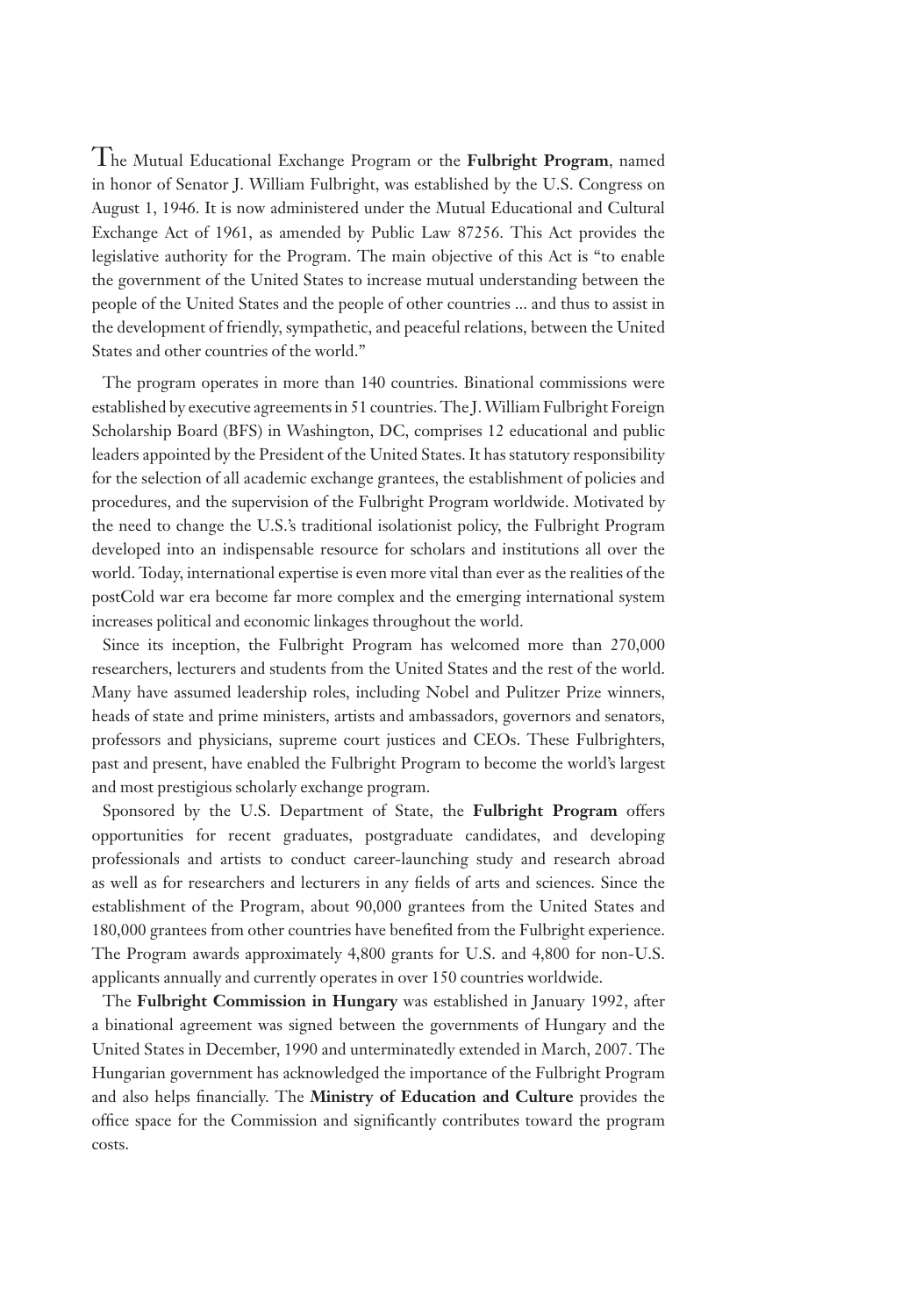The Mutual Educational Exchange Program or the **Fulbright Program**, named in honor of Senator J. William Fulbright, was established by the U.S. Congress on August 1, 1946. It is now administered under the Mutual Educational and Cultural Exchange Act of 1961, as amended by Public Law 87256. This Act provides the legislative authority for the Program. The main objective of this Act is "to enable the government of the United States to increase mutual understanding between the people of the United States and the people of other countries ... and thus to assist in the development of friendly, sympathetic, and peaceful relations, between the United States and other countries of the world."

The program operates in more than 140 countries. Binational commissions were established by executive agreements in 51 countries. The J. William Fulbright Foreign Scholarship Board (BFS) in Washington, DC, comprises 12 educational and public leaders appointed by the President of the United States. It has statutory responsibility for the selection of all academic exchange grantees, the establishment of policies and procedures, and the supervision of the Fulbright Program worldwide. Motivated by the need to change the U.S.'s traditional isolationist policy, the Fulbright Program developed into an indispensable resource for scholars and institutions all over the world. Today, international expertise is even more vital than ever as the realities of the postCold war era become far more complex and the emerging international system increases political and economic linkages throughout the world.

Since its inception, the Fulbright Program has welcomed more than 270,000 researchers, lecturers and students from the United States and the rest of the world. Many have assumed leadership roles, including Nobel and Pulitzer Prize winners, heads of state and prime ministers, artists and ambassadors, governors and senators, professors and physicians, supreme court justices and CEOs. These Fulbrighters, past and present, have enabled the Fulbright Program to become the world's largest and most prestigious scholarly exchange program.

Sponsored by the U.S. Department of State, the **Fulbright Program** offers opportunities for recent graduates, postgraduate candidates, and developing professionals and artists to conduct career-launching study and research abroad as well as for researchers and lecturers in any fields of arts and sciences. Since the establishment of the Program, about 90,000 grantees from the United States and 180,000 grantees from other countries have benefited from the Fulbright experience. The Program awards approximately 4,800 grants for U.S. and 4,800 for non-U.S. applicants annually and currently operates in over 150 countries worldwide.

The **Fulbright Commission in Hungary** was established in January 1992, after a binational agreement was signed between the governments of Hungary and the United States in December, 1990 and unterminatedly extended in March, 2007. The Hungarian government has acknowledged the importance of the Fulbright Program and also helps financially. The **Ministry of Education and Culture** provides the office space for the Commission and significantly contributes toward the program costs.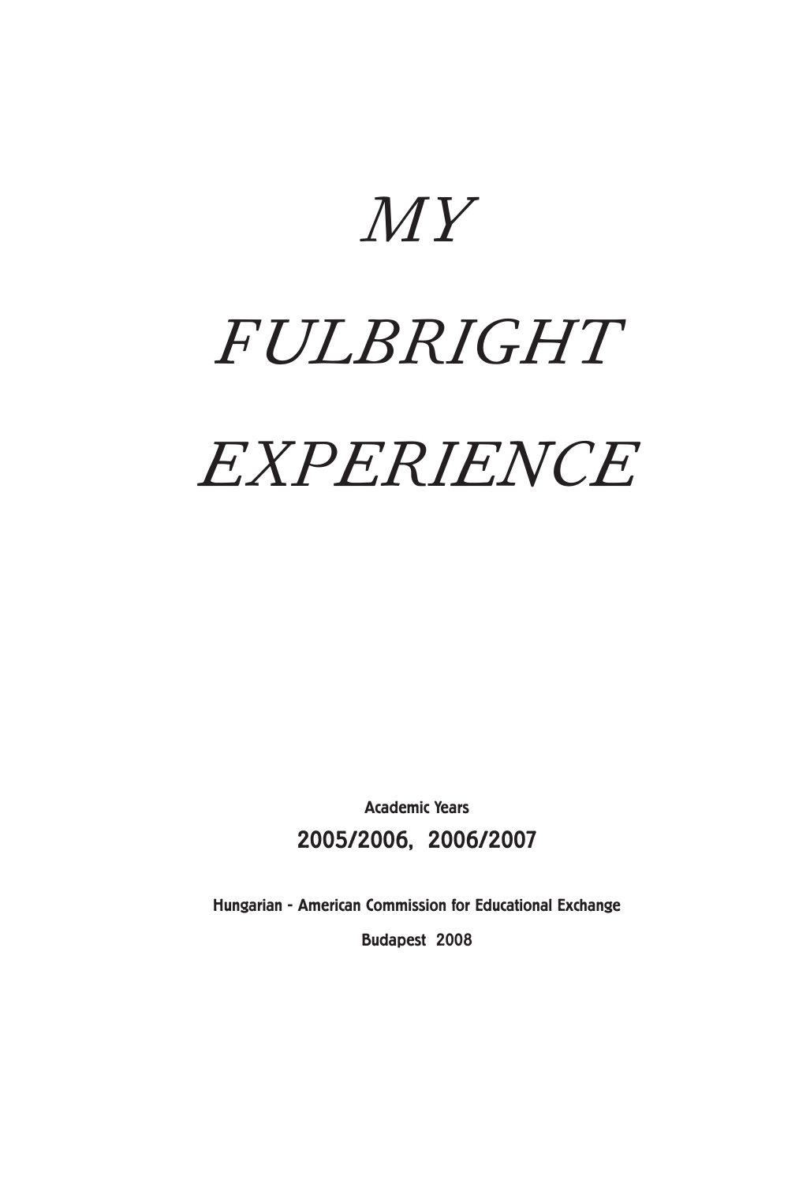# *MY FULBRIGHT EXPERIENCE*

**Academic Years**

**2005/2006, 2006/2007**

**Hungarian - American Commission for Educational Exchange**

**Budapest 2008**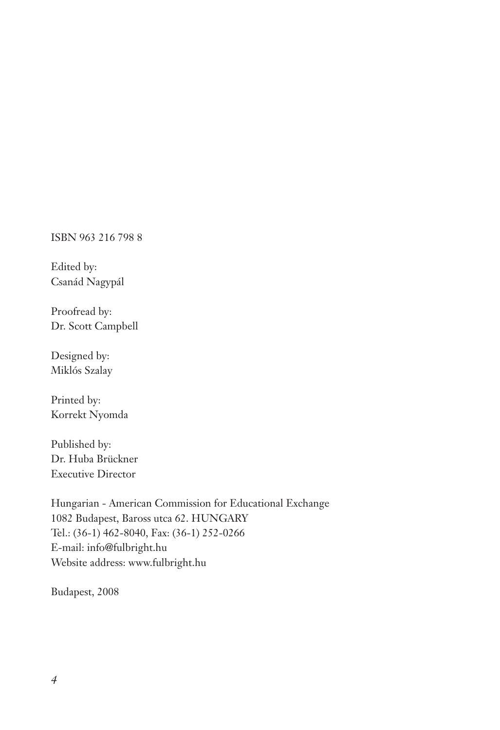ISBN 963 216 798 8

Edited by:
Csanád Nagypál

Proofread by:
Dr. Scott Campbell

Designed by:
Miklós Szalay

Printed by:
Korrekt Nyomda

Published by:
Dr. Huba Brückner
Executive Director

Hungarian - American Commission for Educational Exchange
1082 Budapest, Baross utca 62. HUNGARY
Tel.: (36-1) 462-8040, Fax: (36-1) 252-0266
E-mail: info@fulbright.hu
Website address: www.fulbright.hu

Budapest, 2008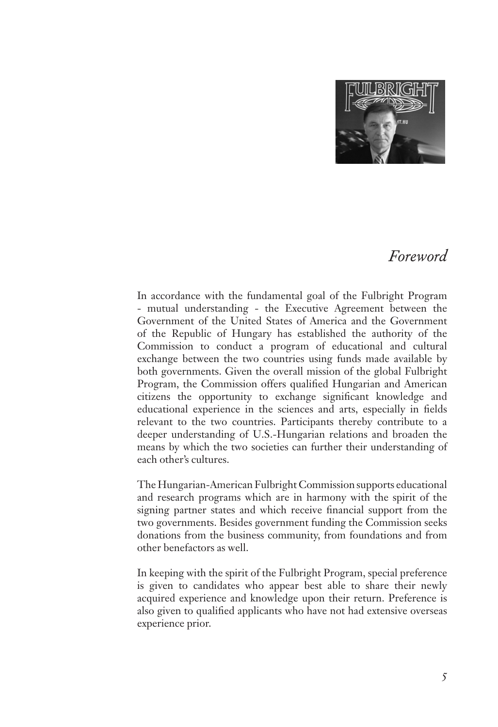# *Foreword*

In accordance with the fundamental goal of the Fulbright Program - mutual understanding - the Executive Agreement between the Government of the United States of America and the Government of the Republic of Hungary has established the authority of the Commission to conduct a program of educational and cultural exchange between the two countries using funds made available by both governments. Given the overall mission of the global Fulbright Program, the Commission offers qualified Hungarian and American citizens the opportunity to exchange significant knowledge and educational experience in the sciences and arts, especially in fields relevant to the two countries. Participants thereby contribute to a deeper understanding of U.S.-Hungarian relations and broaden the means by which the two societies can further their understanding of each other's cultures.

The Hungarian-American Fulbright Commission supports educational and research programs which are in harmony with the spirit of the signing partner states and which receive financial support from the two governments. Besides government funding the Commission seeks donations from the business community, from foundations and from other benefactors as well.

In keeping with the spirit of the Fulbright Program, special preference is given to candidates who appear best able to share their newly acquired experience and knowledge upon their return. Preference is also given to qualified applicants who have not had extensive overseas experience prior.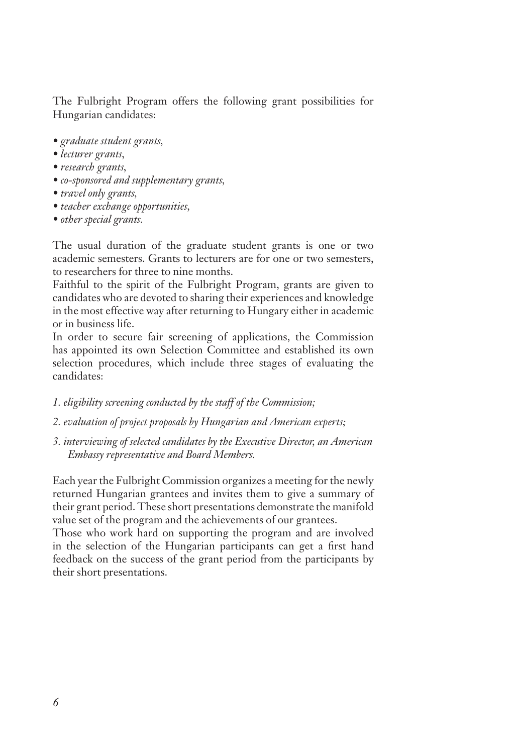The Fulbright Program offers the following grant possibilities for Hungarian candidates:

- *graduate student grants*,
- *lecturer grants*,
- *research grants*,
- *co-sponsored and supplementary grants*,
- *travel only grants*,
- *teacher exchange opportunities*,
- *other special grants*.

The usual duration of the graduate student grants is one or two academic semesters. Grants to lecturers are for one or two semesters, to researchers for three to nine months.

Faithful to the spirit of the Fulbright Program, grants are given to candidates who are devoted to sharing their experiences and knowledge in the most effective way after returning to Hungary either in academic or in business life.

In order to secure fair screening of applications, the Commission has appointed its own Selection Committee and established its own selection procedures, which include three stages of evaluating the candidates:

1. *eligibility screening conducted by the staff of the Commission;*
2. *evaluation of project proposals by Hungarian and American experts;*
3. *interviewing of selected candidates by the Executive Director, an American Embassy representative and Board Members.*

Each year the Fulbright Commission organizes a meeting for the newly returned Hungarian grantees and invites them to give a summary of their grant period. These short presentations demonstrate the manifold value set of the program and the achievements of our grantees.

Those who work hard on supporting the program and are involved in the selection of the Hungarian participants can get a first hand feedback on the success of the grant period from the participants by their short presentations.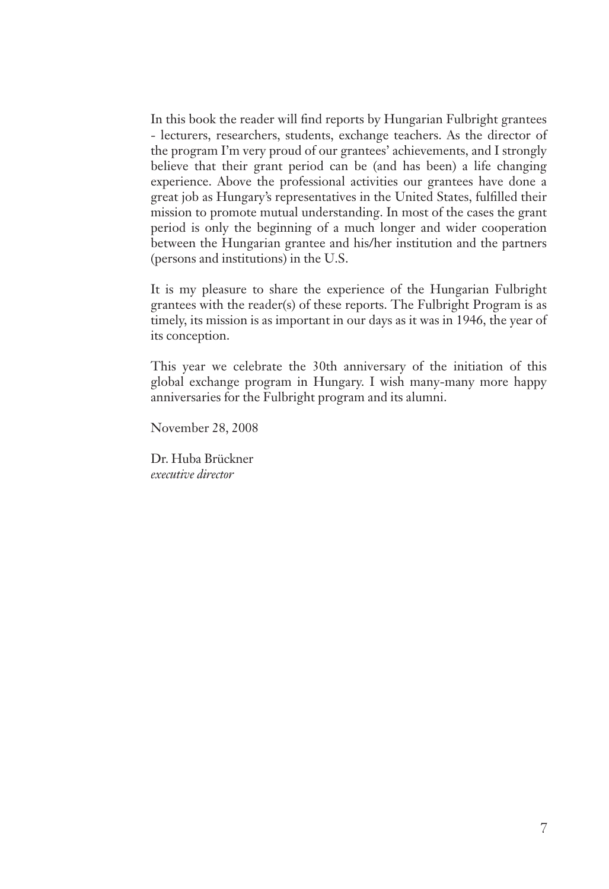In this book the reader will find reports by Hungarian Fulbright grantees - lecturers, researchers, students, exchange teachers. As the director of the program I'm very proud of our grantees' achievements, and I strongly believe that their grant period can be (and has been) a life changing experience. Above the professional activities our grantees have done a great job as Hungary's representatives in the United States, fulfilled their mission to promote mutual understanding. In most of the cases the grant period is only the beginning of a much longer and wider cooperation between the Hungarian grantee and his/her institution and the partners (persons and institutions) in the U.S.

It is my pleasure to share the experience of the Hungarian Fulbright grantees with the reader(s) of these reports. The Fulbright Program is as timely, its mission is as important in our days as it was in 1946, the year of its conception.

This year we celebrate the 30th anniversary of the initiation of this global exchange program in Hungary. I wish many-many more happy anniversaries for the Fulbright program and its alumni.

November 28, 2008

Dr. Huba Brückner
*executive director*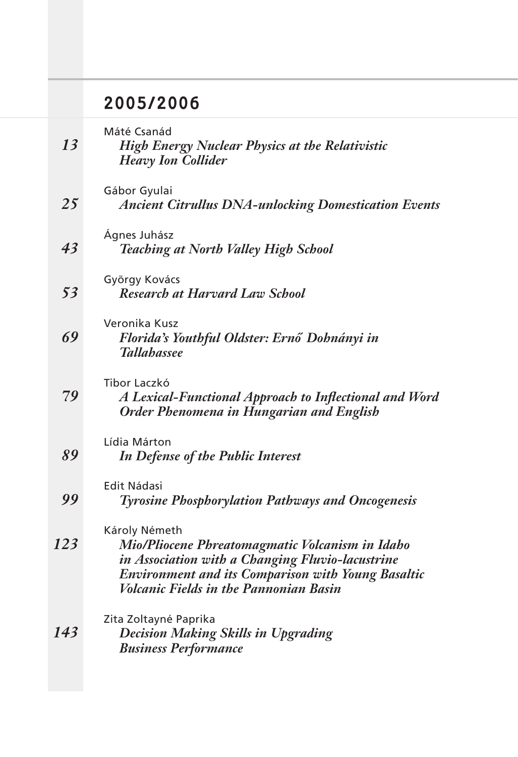## 2005/2006

*13* Máté Csanád
***High Energy Nuclear Physics at the Relativistic Heavy Ion Collider***

*25* Gábor Gyulai
***Ancient Citrullus DNA-unlocking Domestication Events***

*43* Ágnes Juhász
***Teaching at North Valley High School***

*53* György Kovács
***Research at Harvard Law School***

*69* Veronika Kusz
***Florida's Youthful Oldster: Ernő Dohnányi in Tallahassee***

*79* Tibor Laczkó
***A Lexical-Functional Approach to Inflectional and Word Order Phenomena in Hungarian and English***

*89* Lídia Márton
***In Defense of the Public Interest***

*99* Edit Nádasi
***Tyrosine Phosphorylation Pathways and Oncogenesis***

*123* Károly Németh
***Mio/Pliocene Phreatomagmatic Volcanism in Idaho in Association with a Changing Fluvio-lacustrine Environment and its Comparison with Young Basaltic Volcanic Fields in the Pannonian Basin***

*143* Zita Zoltayné Paprika
***Decision Making Skills in Upgrading Business Performance***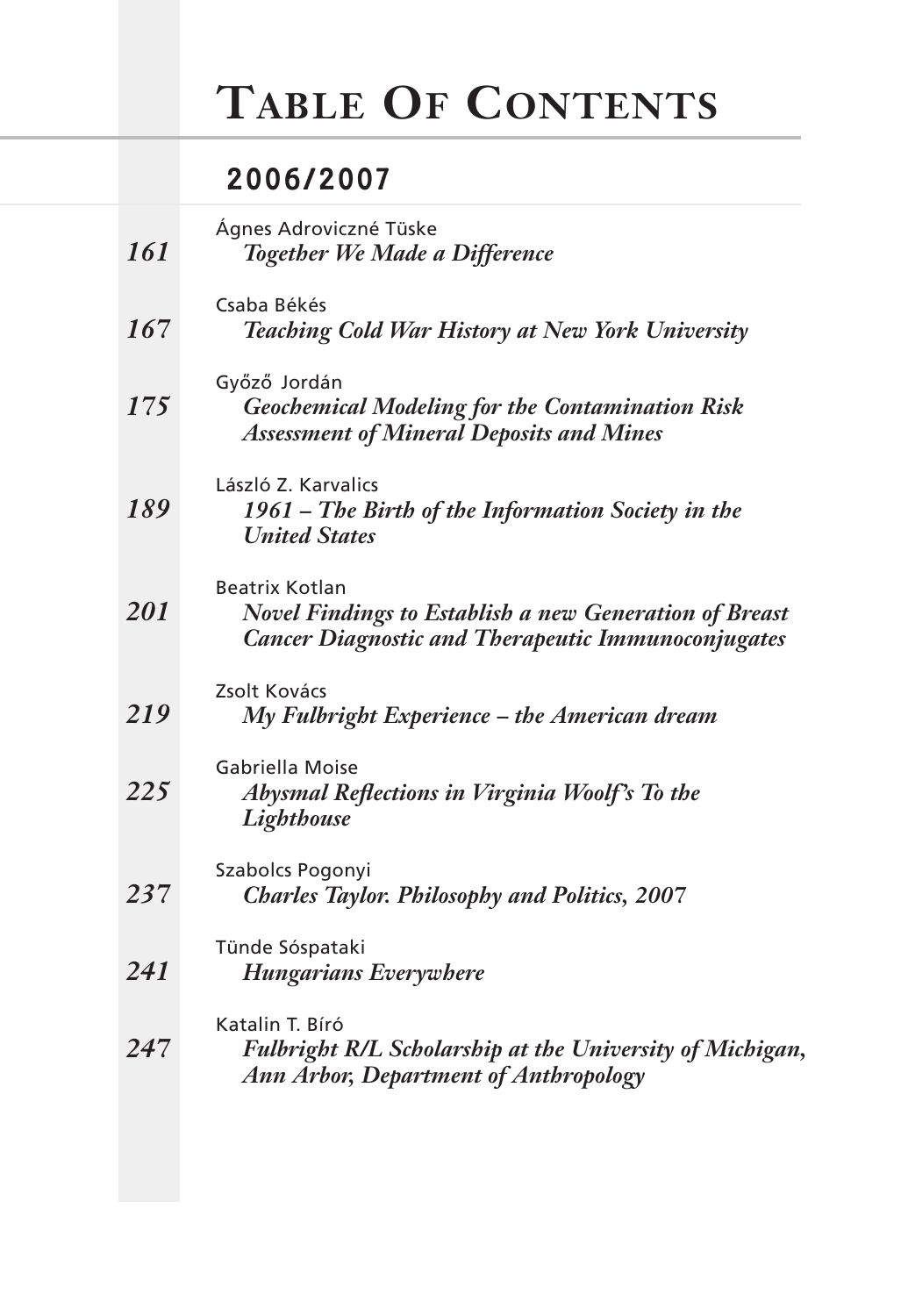# Table Of Contents

## 2006/2007

**161** Ágnes Adroviczné Tüske
*Together We Made a Difference*

**167** Csaba Békés
*Teaching Cold War History at New York University*

**175** Győző Jordán
*Geochemical Modeling for the Contamination Risk Assessment of Mineral Deposits and Mines*

**189** László Z. Karvalics
*1961 – The Birth of the Information Society in the United States*

**201** Beatrix Kotlan
*Novel Findings to Establish a new Generation of Breast Cancer Diagnostic and Therapeutic Immunoconjugates*

**219** Zsolt Kovács
*My Fulbright Experience – the American dream*

**225** Gabriella Moise
*Abysmal Reflections in Virginia Woolf's To the Lighthouse*

**237** Szabolcs Pogonyi
*Charles Taylor. Philosophy and Politics, 2007*

**241** Tünde Sóspataki
*Hungarians Everywhere*

**247** Katalin T. Bíró
*Fulbright R/L Scholarship at the University of Michigan, Ann Arbor, Department of Anthropology*